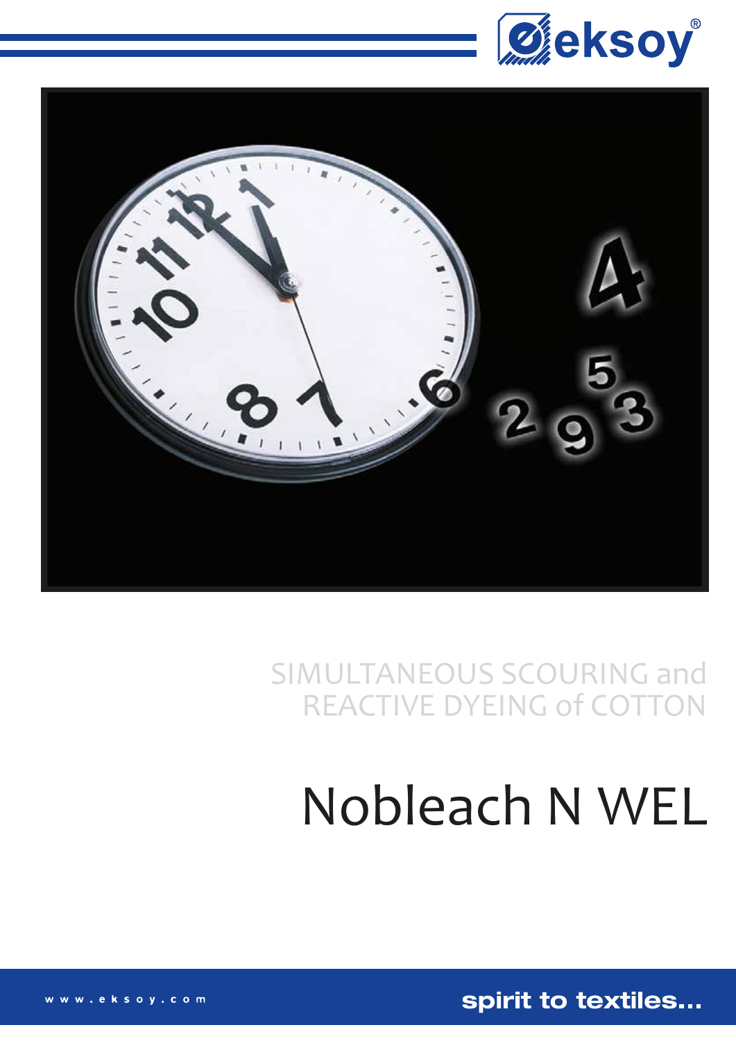eksoy®

SIMULTANEOUS SCOURING and REACTIVE DYEING of COTTON

# Nobleach N WEL

www.eksoy.com

spirit to textiles...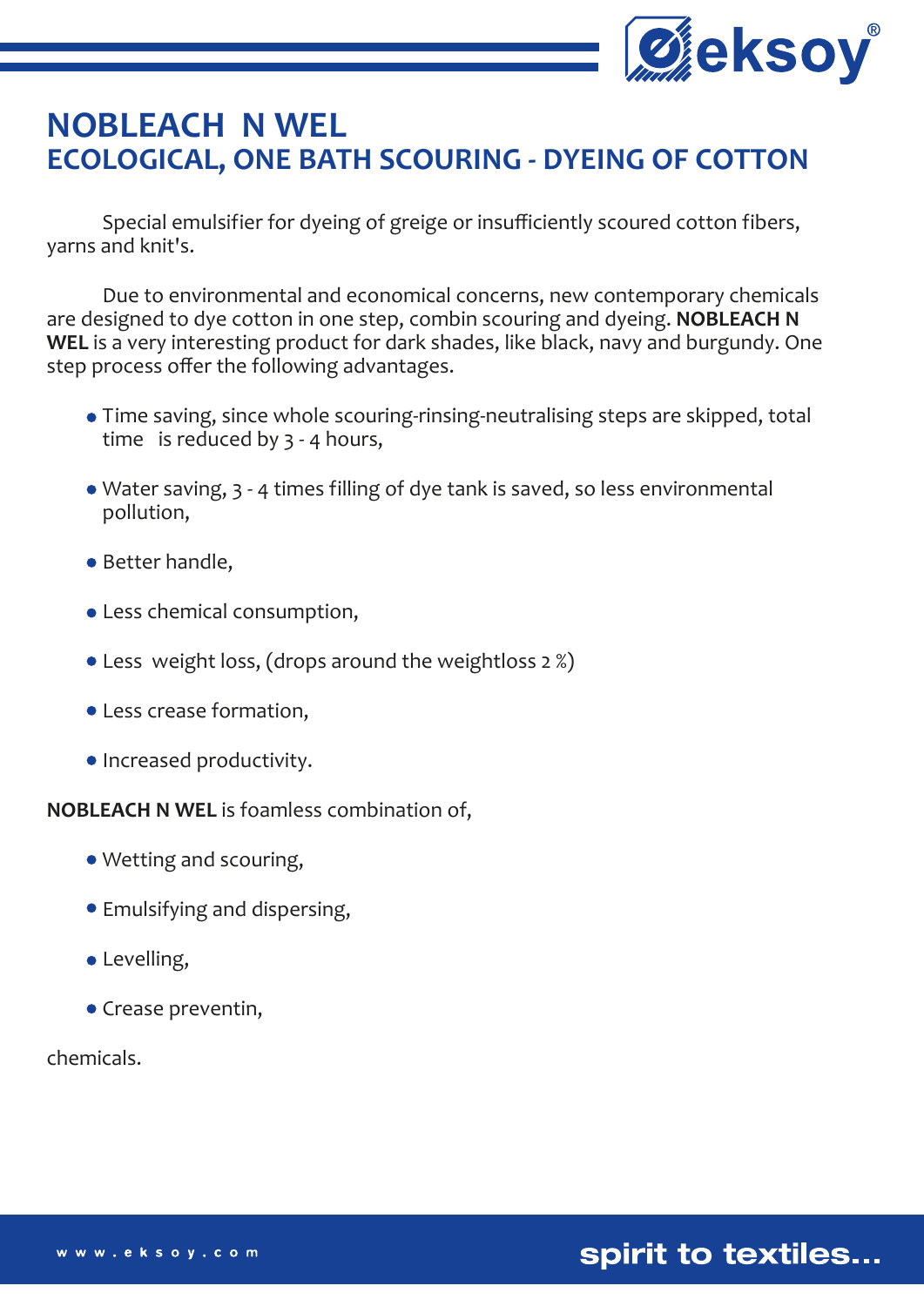# NOBLEACH N WEL

## ECOLOGICAL, ONE BATH SCOURING - DYEING OF COTTON

Special emulsifier for dyeing of greige or insufficiently scoured cotton fibers, yarns and knit's.

Due to environmental and economical concerns, new contemporary chemicals are designed to dye cotton in one step, combin scouring and dyeing. **NOBLEACH N WEL** is a very interesting product for dark shades, like black, navy and burgundy. One step process offer the following advantages.

- Time saving, since whole scouring-rinsing-neutralising steps are skipped, total time is reduced by 3 - 4 hours,
- Water saving, 3 - 4 times filling of dye tank is saved, so less environmental pollution,
- Better handle,
- Less chemical consumption,
- Less weight loss, (drops around the weightloss 2 %)
- Less crease formation,
- Increased productivity.

**NOBLEACH N WEL** is foamless combination of,

- Wetting and scouring,
- Emulsifying and dispersing,
- Levelling,
- Crease preventin,

chemicals.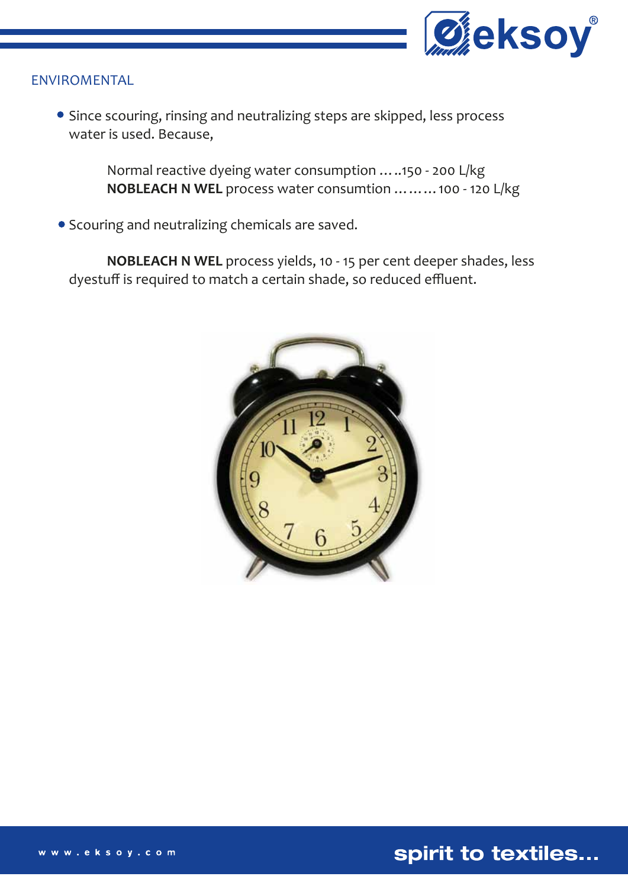## ENVIROMENTAL

- Since scouring, rinsing and neutralizing steps are skipped, less process water is used. Because,

  Normal reactive dyeing water consumption …..150 - 200 L/kg
  **NOBLEACH N WEL** process water consumtion ……… 100 - 120 L/kg

- Scouring and neutralizing chemicals are saved.

  **NOBLEACH N WEL** process yields, 10 - 15 per cent deeper shades, less dyestuff is required to match a certain shade, so reduced effluent.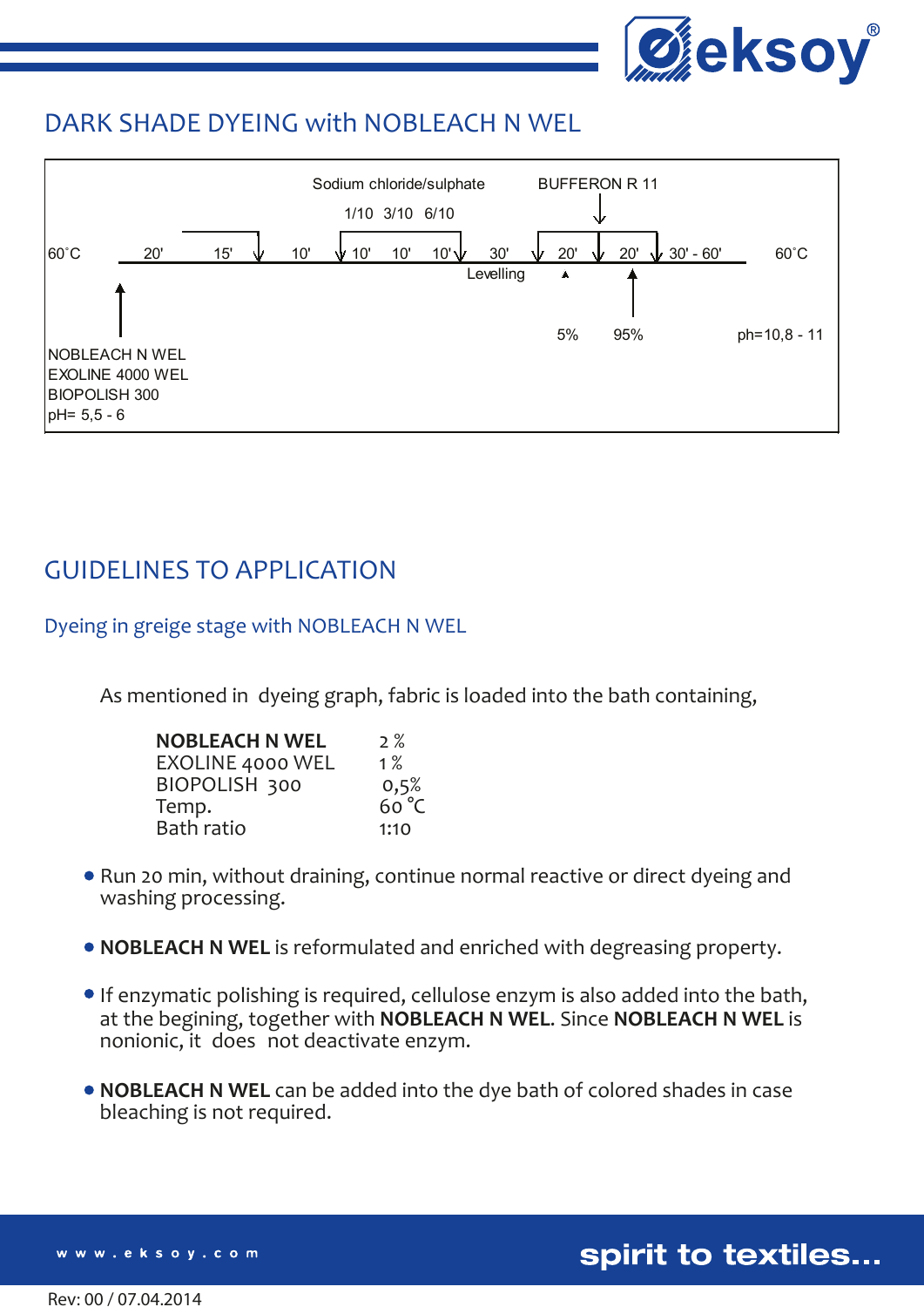## DARK SHADE DYEING with NOBLEACH N WEL

Sodium chloride/sulphate

1/10 3/10 6/10

BUFFERON R 11

60˚C 20' 15' 10' 10' 10' 10' 30' 20' 20' 30' - 60' 60˚C

Levelling

5% 95%

ph=10,8 - 11

NOBLEACH N WEL
EXOLINE 4000 WEL
BIOPOLISH 300
pH= 5,5 - 6

## GUIDELINES TO APPLICATION

### Dyeing in greige stage with NOBLEACH N WEL

As mentioned in dyeing graph, fabric is loaded into the bath containing,

| | |
|---|---|
| **NOBLEACH N WEL** | 2 % |
| EXOLINE 4000 WEL | 1 % |
| BIOPOLISH 300 | 0,5% |
| Temp. | 60 ˚C |
| Bath ratio | 1:10 |

- Run 20 min, without draining, continue normal reactive or direct dyeing and washing processing.
- **NOBLEACH N WEL** is reformulated and enriched with degreasing property.
- If enzymatic polishing is required, cellulose enzym is also added into the bath, at the begining, together with **NOBLEACH N WEL**. Since **NOBLEACH N WEL** is nonionic, it does not deactivate enzym.
- **NOBLEACH N WEL** can be added into the dye bath of colored shades in case bleaching is not required.

Rev: 00 / 07.04.2014